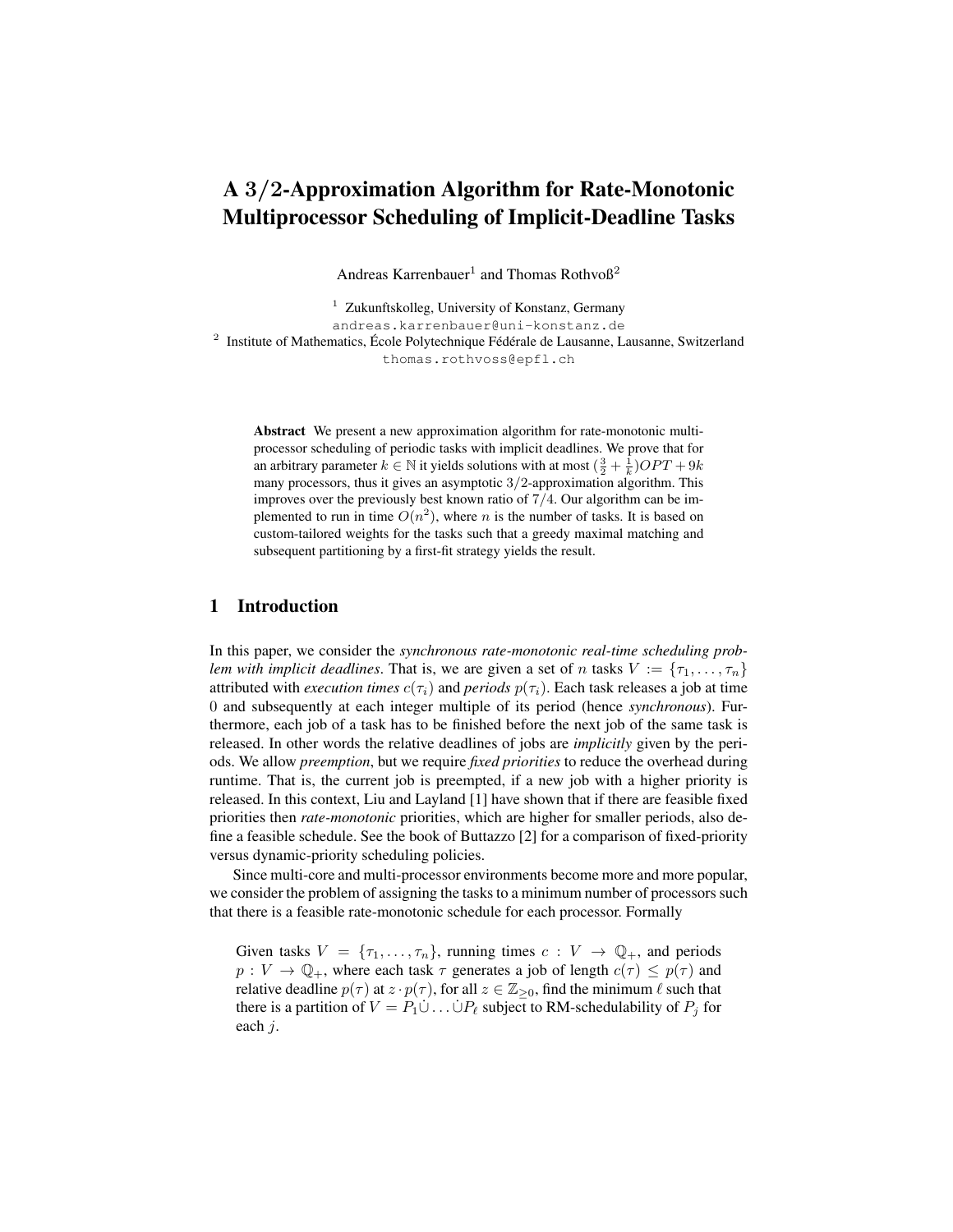# A $3/2$-Approximation Algorithm for Rate-Monotonic Multiprocessor Scheduling of Implicit-Deadline Tasks

Andreas Karrenbauer[1] and Thomas Rothvoß[2]

[1] Zukunftskolleg, University of Konstanz, Germany
andreas.karrenbauer@uni-konstanz.de

[2] Institute of Mathematics, École Polytechnique Fédérale de Lausanne, Lausanne, Switzerland
thomas.rothvoss@epfl.ch

**Abstract** We present a new approximation algorithm for rate-monotonic multiprocessor scheduling of periodic tasks with implicit deadlines. We prove that for an arbitrary parameter $k \in \mathbb{N}$ it yields solutions with at most $(\frac{3}{2} + \frac{1}{k})OPT + 9k$ many processors, thus it gives an asymptotic $3/2$-approximation algorithm. This improves over the previously best known ratio of $7/4$. Our algorithm can be implemented to run in time $O(n^2)$, where $n$ is the number of tasks. It is based on custom-tailored weights for the tasks such that a greedy maximal matching and subsequent partitioning by a first-fit strategy yields the result.

## 1 Introduction

In this paper, we consider the *synchronous rate-monotonic real-time scheduling problem with implicit deadlines*. That is, we are given a set of $n$ tasks $V := \{\tau_1, \dots, \tau_n\}$ attributed with *execution times* $c(\tau_i)$ and *periods* $p(\tau_i)$. Each task releases a job at time $0$ and subsequently at each integer multiple of its period (hence *synchronous*). Furthermore, each job of a task has to be finished before the next job of the same task is released. In other words the relative deadlines of jobs are *implicitly* given by the periods. We allow *preemption*, but we require *fixed priorities* to reduce the overhead during runtime. That is, the current job is preempted, if a new job with a higher priority is released. In this context, Liu and Layland [1] have shown that if there are feasible fixed priorities then *rate-monotonic* priorities, which are higher for smaller periods, also define a feasible schedule. See the book of Buttazzo [2] for a comparison of fixed-priority versus dynamic-priority scheduling policies.

Since multi-core and multi-processor environments become more and more popular, we consider the problem of assigning the tasks to a minimum number of processors such that there is a feasible rate-monotonic schedule for each processor. Formally

> Given tasks $V = \{\tau_1, \dots, \tau_n\}$, running times $c : V \to \mathbb{Q}_+$, and periods $p : V \to \mathbb{Q}_+$, where each task $\tau$ generates a job of length $c(\tau) \leq p(\tau)$ and relative deadline $p(\tau)$ at $z \cdot p(\tau)$, for all $z \in \mathbb{Z}_{\geq 0}$, find the minimum $\ell$ such that there is a partition of $V = P_1 \dot\cup \dots \dot\cup P_\ell$ subject to RM-schedulability of $P_j$ for each $j$.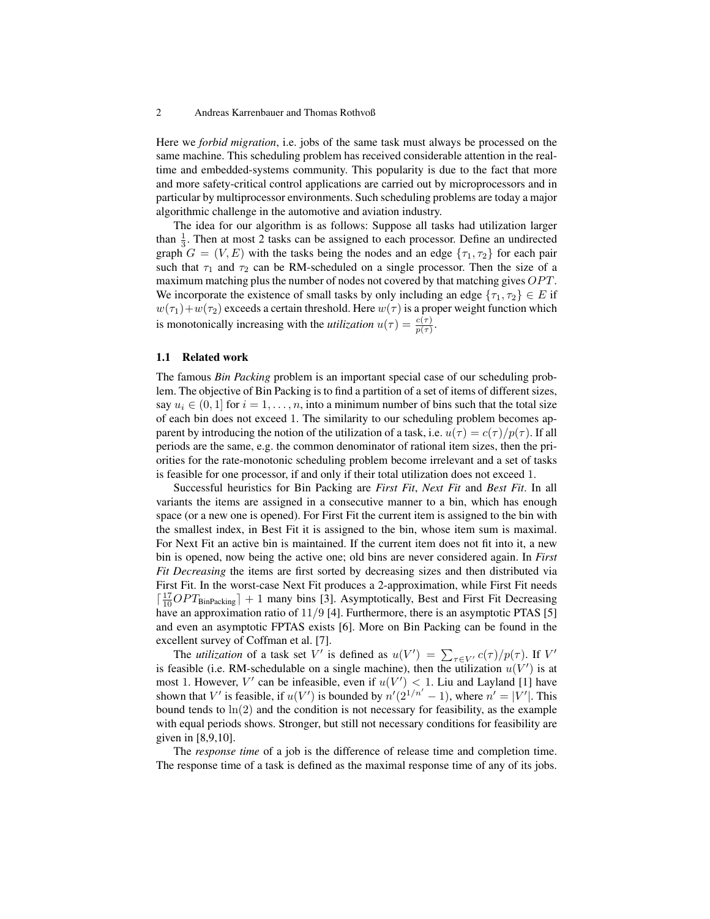Here we *forbid migration*, i.e. jobs of the same task must always be processed on the same machine. This scheduling problem has received considerable attention in the real-time and embedded-systems community. This popularity is due to the fact that more and more safety-critical control applications are carried out by microprocessors and in particular by multiprocessor environments. Such scheduling problems are today a major algorithmic challenge in the automotive and aviation industry.

The idea for our algorithm is as follows: Suppose all tasks had utilization larger than $\frac{1}{3}$. Then at most 2 tasks can be assigned to each processor. Define an undirected graph $G = (V, E)$ with the tasks being the nodes and an edge $\{\tau_1, \tau_2\}$ for each pair such that $\tau_1$ and $\tau_2$ can be RM-scheduled on a single processor. Then the size of a maximum matching plus the number of nodes not covered by that matching gives $OPT$. We incorporate the existence of small tasks by only including an edge $\{\tau_1, \tau_2\} \in E$ if $w(\tau_1)+w(\tau_2)$ exceeds a certain threshold. Here $w(\tau)$ is a proper weight function which is monotonically increasing with the *utilization* $u(\tau) = \frac{c(\tau)}{p(\tau)}$.

### 1.1 Related work

The famous *Bin Packing* problem is an important special case of our scheduling problem. The objective of Bin Packing is to find a partition of a set of items of different sizes, say $u_i \in (0, 1]$ for $i = 1, \dots, n$, into a minimum number of bins such that the total size of each bin does not exceed 1. The similarity to our scheduling problem becomes apparent by introducing the notion of the utilization of a task, i.e. $u(\tau) = c(\tau)/p(\tau)$. If all periods are the same, e.g. the common denominator of rational item sizes, then the priorities for the rate-monotonic scheduling problem become irrelevant and a set of tasks is feasible for one processor, if and only if their total utilization does not exceed 1.

Successful heuristics for Bin Packing are *First Fit*, *Next Fit* and *Best Fit*. In all variants the items are assigned in a consecutive manner to a bin, which has enough space (or a new one is opened). For First Fit the current item is assigned to the bin with the smallest index, in Best Fit it is assigned to the bin, whose item sum is maximal. For Next Fit an active bin is maintained. If the current item does not fit into it, a new bin is opened, now being the active one; old bins are never considered again. In *First Fit Decreasing* the items are first sorted by decreasing sizes and then distributed via First Fit. In the worst-case Next Fit produces a 2-approximation, while First Fit needs $\lceil \frac{17}{10} OPT_{\text{BinPacking}} \rceil + 1$ many bins [3]. Asymptotically, Best and First Fit Decreasing have an approximation ratio of $11/9$ [4]. Furthermore, there is an asymptotic PTAS [5] and even an asymptotic FPTAS exists [6]. More on Bin Packing can be found in the excellent survey of Coffman et al. [7].

The *utilization* of a task set $V'$ is defined as $u(V') = \sum_{\tau \in V'} c(\tau)/p(\tau)$. If $V'$ is feasible (i.e. RM-schedulable on a single machine), then the utilization $u(V')$ is at most 1. However, $V'$ can be infeasible, even if $u(V') < 1$. Liu and Layland [1] have shown that $V'$ is feasible, if $u(V')$ is bounded by $n'(2^{1/n'} - 1)$, where $n' = |V'|$. This bound tends to $\ln(2)$ and the condition is not necessary for feasibility, as the example with equal periods shows. Stronger, but still not necessary conditions for feasibility are given in [8,9,10].

The *response time* of a job is the difference of release time and completion time. The response time of a task is defined as the maximal response time of any of its jobs.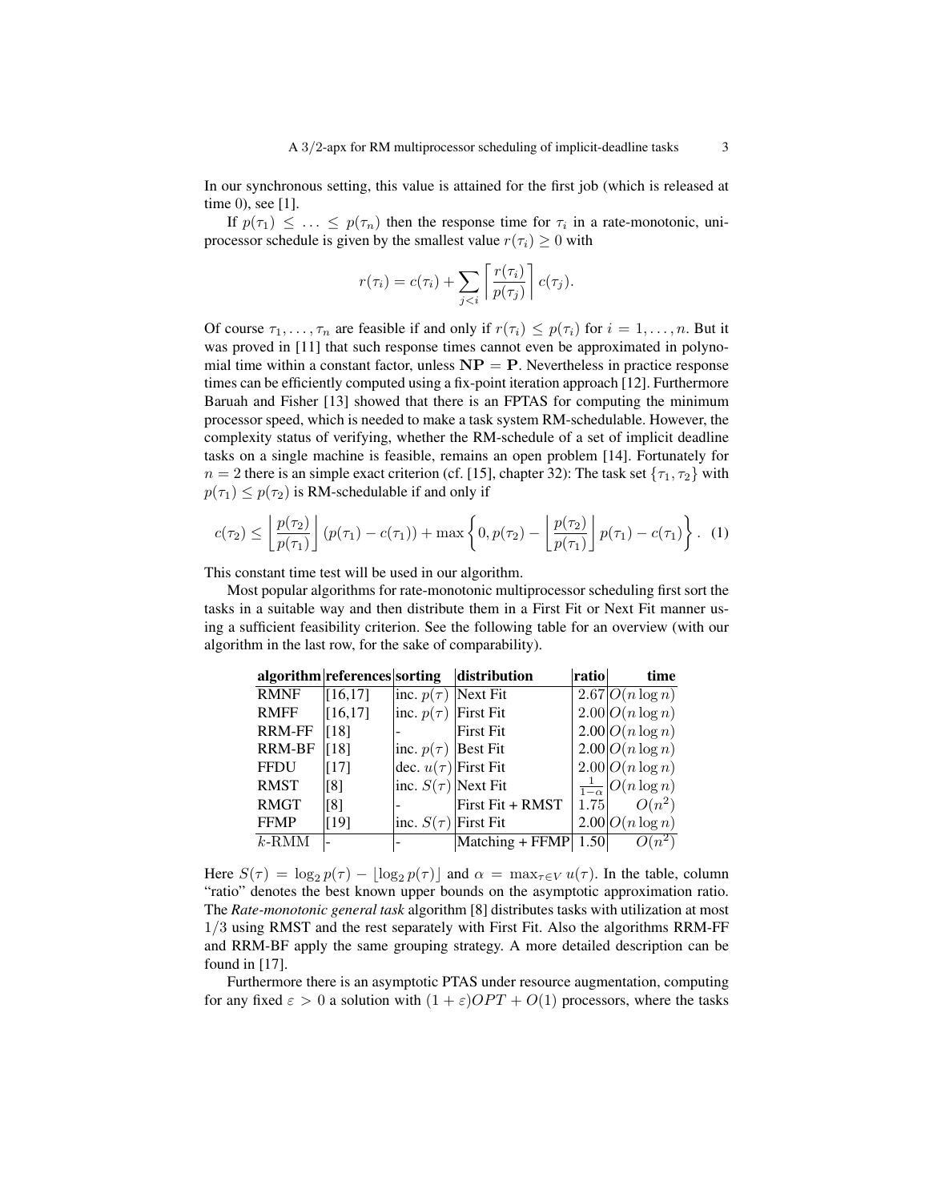In our synchronous setting, this value is attained for the first job (which is released at time 0), see [1].

If $p(\tau_1) \leq \ldots \leq p(\tau_n)$ then the response time for $\tau_i$ in a rate-monotonic, uniprocessor schedule is given by the smallest value $r(\tau_i) \geq 0$ with

$$r(\tau_i) = c(\tau_i) + \sum_{j<i} \left\lceil \frac{r(\tau_i)}{p(\tau_j)} \right\rceil c(\tau_j).$$

Of course $\tau_1, \ldots, \tau_n$ are feasible if and only if $r(\tau_i) \leq p(\tau_i)$ for $i = 1, \ldots, n$. But it was proved in [11] that such response times cannot even be approximated in polynomial time within a constant factor, unless $\mathbf{NP} = \mathbf{P}$. Nevertheless in practice response times can be efficiently computed using a fix-point iteration approach [12]. Furthermore Baruah and Fisher [13] showed that there is an FPTAS for computing the minimum processor speed, which is needed to make a task system RM-schedulable. However, the complexity status of verifying, whether the RM-schedule of a set of implicit deadline tasks on a single machine is feasible, remains an open problem [14]. Fortunately for $n = 2$ there is an simple exact criterion (cf. [15], chapter 32): The task set $\{\tau_1, \tau_2\}$ with $p(\tau_1) \leq p(\tau_2)$ is RM-schedulable if and only if

$$c(\tau_2) \leq \left\lfloor \frac{p(\tau_2)}{p(\tau_1)} \right\rfloor (p(\tau_1) - c(\tau_1)) + \max\left\{0, p(\tau_2) - \left\lfloor \frac{p(\tau_2)}{p(\tau_1)} \right\rfloor p(\tau_1) - c(\tau_1)\right\}. \quad (1)$$

This constant time test will be used in our algorithm.

Most popular algorithms for rate-monotonic multiprocessor scheduling first sort the tasks in a suitable way and then distribute them in a First Fit or Next Fit manner using a sufficient feasibility criterion. See the following table for an overview (with our algorithm in the last row, for the sake of comparability).

| algorithm | references | sorting | distribution | ratio | time |
|---|---|---|---|---|---|
| RMNF | [16,17] | inc. $p(\tau)$ | Next Fit | 2.67 | $O(n \log n)$ |
| RMFF | [16,17] | inc. $p(\tau)$ | First Fit | 2.00 | $O(n \log n)$ |
| RRM-FF | [18] | - | First Fit | 2.00 | $O(n \log n)$ |
| RRM-BF | [18] | inc. $p(\tau)$ | Best Fit | 2.00 | $O(n \log n)$ |
| FFDU | [17] | dec. $u(\tau)$ | First Fit | 2.00 | $O(n \log n)$ |
| RMST | [8] | inc. $S(\tau)$ | Next Fit | $\frac{1}{1-\alpha}$ | $O(n \log n)$ |
| RMGT | [8] | - | First Fit + RMST | 1.75 | $O(n^2)$ |
| FFMP | [19] | inc. $S(\tau)$ | First Fit | 2.00 | $O(n \log n)$ |
| $k$-RMM | - | - | Matching + FFMP | 1.50 | $O(n^2)$ |

Here $S(\tau) = \log_2 p(\tau) - \lfloor \log_2 p(\tau) \rfloor$ and $\alpha = \max_{\tau \in V} u(\tau)$. In the table, column "ratio" denotes the best known upper bounds on the asymptotic approximation ratio. The *Rate-monotonic general task* algorithm [8] distributes tasks with utilization at most $1/3$ using RMST and the rest separately with First Fit. Also the algorithms RRM-FF and RRM-BF apply the same grouping strategy. A more detailed description can be found in [17].

Furthermore there is an asymptotic PTAS under resource augmentation, computing for any fixed $\varepsilon > 0$ a solution with $(1 + \varepsilon)OPT + O(1)$ processors, where the tasks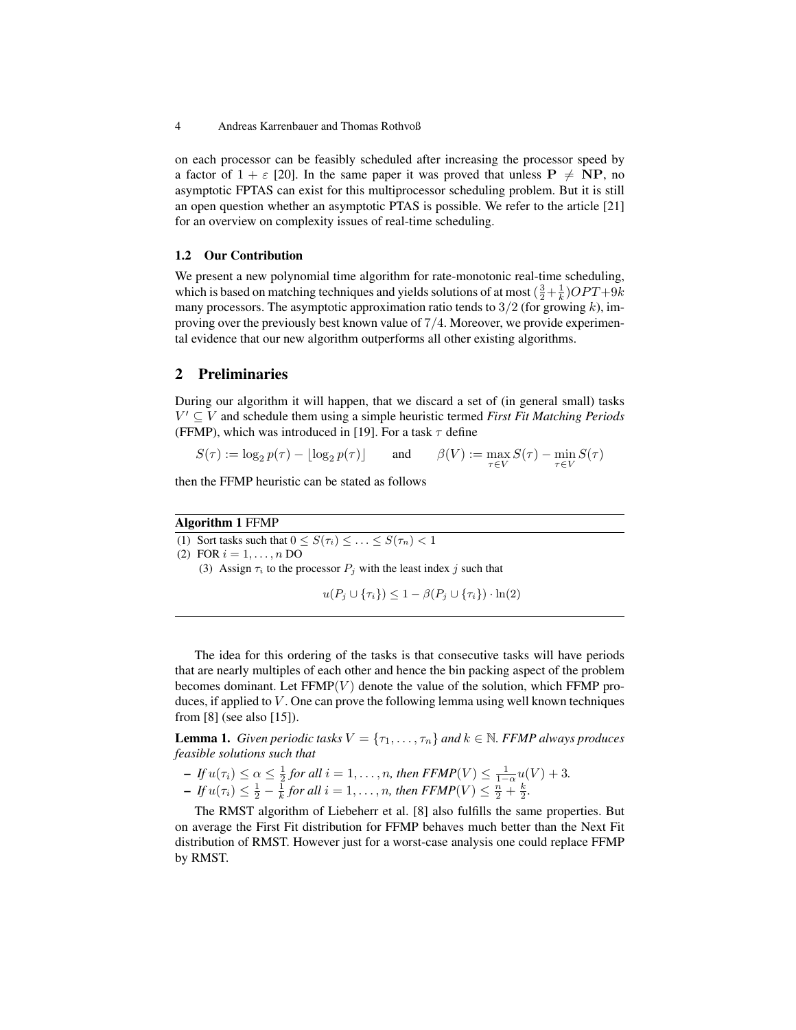on each processor can be feasibly scheduled after increasing the processor speed by a factor of $1 + \varepsilon$ [20]. In the same paper it was proved that unless $\mathbf{P} \neq \mathbf{NP}$, no asymptotic FPTAS can exist for this multiprocessor scheduling problem. But it is still an open question whether an asymptotic PTAS is possible. We refer to the article [21] for an overview on complexity issues of real-time scheduling.

### 1.2 Our Contribution

We present a new polynomial time algorithm for rate-monotonic real-time scheduling, which is based on matching techniques and yields solutions of at most $(\frac{3}{2}+\frac{1}{k})OPT+9k$ many processors. The asymptotic approximation ratio tends to $3/2$ (for growing $k$), improving over the previously best known value of $7/4$. Moreover, we provide experimental evidence that our new algorithm outperforms all other existing algorithms.

## 2 Preliminaries

During our algorithm it will happen, that we discard a set of (in general small) tasks $V' \subseteq V$ and schedule them using a simple heuristic termed *First Fit Matching Periods* (FFMP), which was introduced in [19]. For a task $\tau$ define

$$S(\tau) := \log_2 p(\tau) - \lfloor \log_2 p(\tau) \rfloor \qquad \text{and} \qquad \beta(V) := \max_{\tau \in V} S(\tau) - \min_{\tau \in V} S(\tau)$$

then the FFMP heuristic can be stated as follows

**Algorithm 1** FFMP

(1) Sort tasks such that $0 \leq S(\tau_i) \leq \ldots \leq S(\tau_n) < 1$
(2) FOR $i = 1, \ldots, n$ DO
  (3) Assign $\tau_i$ to the processor $P_j$ with the least index $j$ such that

$$u(P_j \cup \{\tau_i\}) \leq 1 - \beta(P_j \cup \{\tau_i\}) \cdot \ln(2)$$

The idea for this ordering of the tasks is that consecutive tasks will have periods that are nearly multiples of each other and hence the bin packing aspect of the problem becomes dominant. Let FFMP$(V)$ denote the value of the solution, which FFMP produces, if applied to $V$. One can prove the following lemma using well known techniques from [8] (see also [15]).

**Lemma 1.** *Given periodic tasks $V = \{\tau_1, \ldots, \tau_n\}$ and $k \in \mathbb{N}$. FFMP always produces feasible solutions such that*

- *If $u(\tau_i) \leq \alpha \leq \frac{1}{2}$ for all $i = 1, \ldots, n$, then FFMP$(V) \leq \frac{1}{1-\alpha}u(V) + 3$.*
- *If $u(\tau_i) \leq \frac{1}{2} - \frac{1}{k}$ for all $i = 1, \ldots, n$, then FFMP$(V) \leq \frac{n}{2} + \frac{k}{2}$.*

The RMST algorithm of Liebeherr et al. [8] also fulfills the same properties. But on average the First Fit distribution for FFMP behaves much better than the Next Fit distribution of RMST. However just for a worst-case analysis one could replace FFMP by RMST.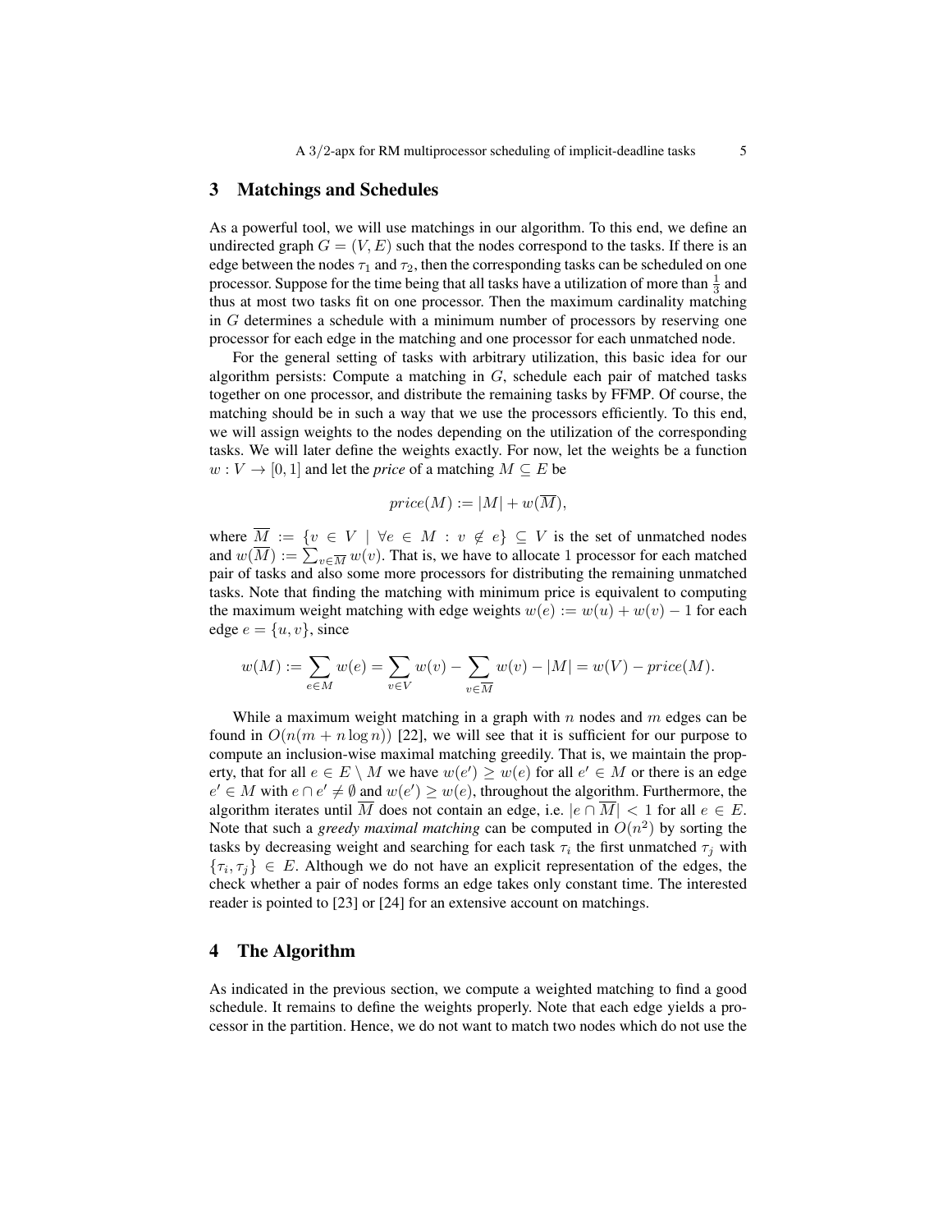## 3 Matchings and Schedules

As a powerful tool, we will use matchings in our algorithm. To this end, we define an undirected graph $G = (V, E)$ such that the nodes correspond to the tasks. If there is an edge between the nodes $\tau_1$ and $\tau_2$, then the corresponding tasks can be scheduled on one processor. Suppose for the time being that all tasks have a utilization of more than $\frac{1}{3}$ and thus at most two tasks fit on one processor. Then the maximum cardinality matching in $G$ determines a schedule with a minimum number of processors by reserving one processor for each edge in the matching and one processor for each unmatched node.

For the general setting of tasks with arbitrary utilization, this basic idea for our algorithm persists: Compute a matching in $G$, schedule each pair of matched tasks together on one processor, and distribute the remaining tasks by FFMP. Of course, the matching should be in such a way that we use the processors efficiently. To this end, we will assign weights to the nodes depending on the utilization of the corresponding tasks. We will later define the weights exactly. For now, let the weights be a function $w : V \to [0, 1]$ and let the *price* of a matching $M \subseteq E$ be

$$price(M) := |M| + w(\overline{M}),$$

where $\overline{M} := \{v \in V \mid \forall e \in M : v \notin e\} \subseteq V$ is the set of unmatched nodes and $w(\overline{M}) := \sum_{v \in \overline{M}} w(v)$. That is, we have to allocate 1 processor for each matched pair of tasks and also some more processors for distributing the remaining unmatched tasks. Note that finding the matching with minimum price is equivalent to computing the maximum weight matching with edge weights $w(e) := w(u) + w(v) - 1$ for each edge $e = \{u, v\}$, since

$$w(M) := \sum_{e \in M} w(e) = \sum_{v \in V} w(v) - \sum_{v \in \overline{M}} w(v) - |M| = w(V) - price(M).$$

While a maximum weight matching in a graph with $n$ nodes and $m$ edges can be found in $O(n(m + n \log n))$ [22], we will see that it is sufficient for our purpose to compute an inclusion-wise maximal matching greedily. That is, we maintain the property, that for all $e \in E \setminus M$ we have $w(e') \geq w(e)$ for all $e' \in M$ or there is an edge $e' \in M$ with $e \cap e' \neq \emptyset$ and $w(e') \geq w(e)$, throughout the algorithm. Furthermore, the algorithm iterates until $\overline{M}$ does not contain an edge, i.e. $|e \cap \overline{M}| < 1$ for all $e \in E$. Note that such a *greedy maximal matching* can be computed in $O(n^2)$ by sorting the tasks by decreasing weight and searching for each task $\tau_i$ the first unmatched $\tau_j$ with $\{\tau_i, \tau_j\} \in E$. Although we do not have an explicit representation of the edges, the check whether a pair of nodes forms an edge takes only constant time. The interested reader is pointed to [23] or [24] for an extensive account on matchings.

## 4 The Algorithm

As indicated in the previous section, we compute a weighted matching to find a good schedule. It remains to define the weights properly. Note that each edge yields a processor in the partition. Hence, we do not want to match two nodes which do not use the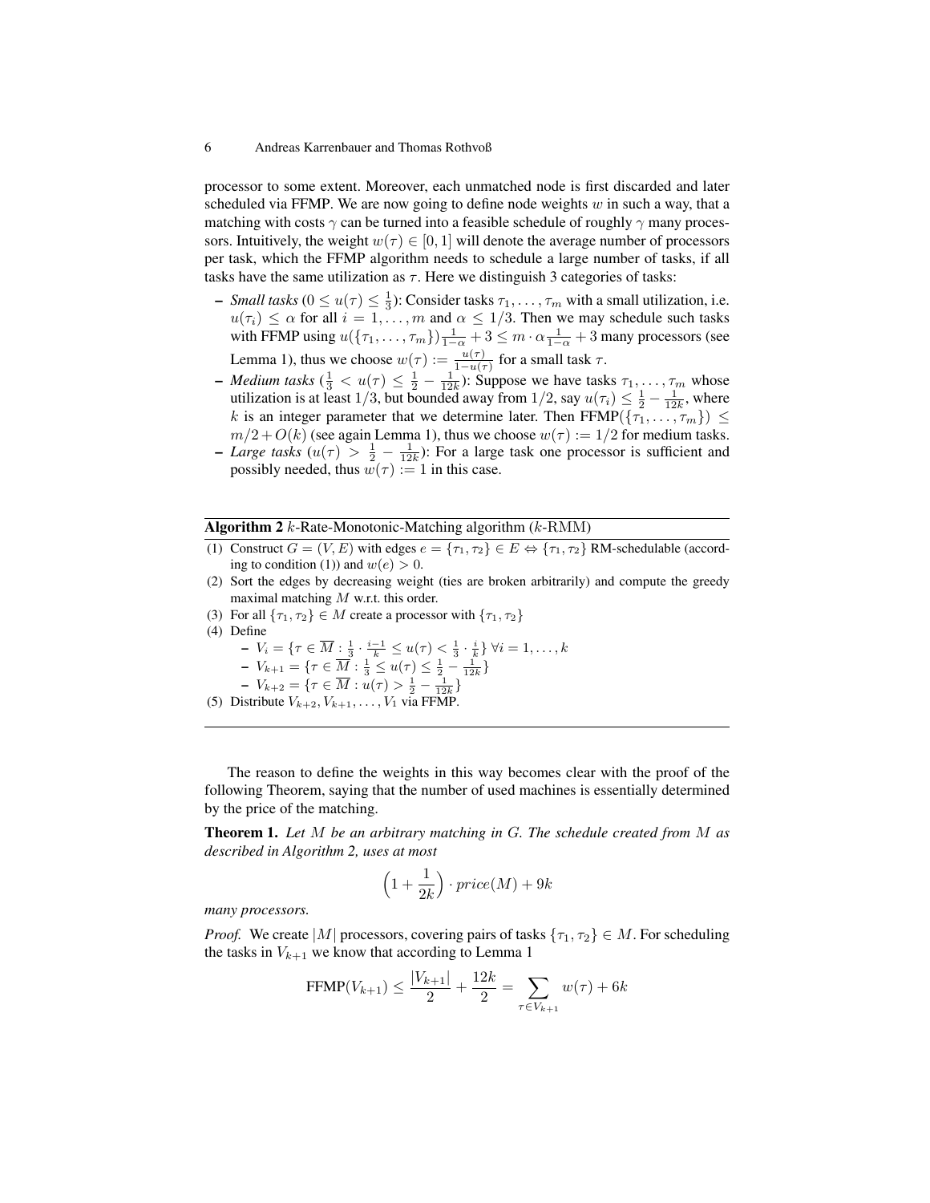processor to some extent. Moreover, each unmatched node is first discarded and later scheduled via FFMP. We are now going to define node weights $w$ in such a way, that a matching with costs $\gamma$ can be turned into a feasible schedule of roughly $\gamma$ many processors. Intuitively, the weight $w(\tau) \in [0, 1]$ will denote the average number of processors per task, which the FFMP algorithm needs to schedule a large number of tasks, if all tasks have the same utilization as $\tau$. Here we distinguish 3 categories of tasks:

- *Small tasks* ($0 \leq u(\tau) \leq \frac{1}{3}$): Consider tasks $\tau_1, \ldots, \tau_m$ with a small utilization, i.e. $u(\tau_i) \leq \alpha$ for all $i = 1, \ldots, m$ and $\alpha \leq 1/3$. Then we may schedule such tasks with FFMP using $u(\{\tau_1, \ldots, \tau_m\})\frac{1}{1-\alpha} + 3 \leq m \cdot \alpha \frac{1}{1-\alpha} + 3$ many processors (see Lemma 1), thus we choose $w(\tau) := \frac{u(\tau)}{1-u(\tau)}$ for a small task $\tau$.
- *Medium tasks* ($\frac{1}{3} < u(\tau) \leq \frac{1}{2} - \frac{1}{12k}$): Suppose we have tasks $\tau_1, \ldots, \tau_m$ whose utilization is at least $1/3$, but bounded away from $1/2$, say $u(\tau_i) \leq \frac{1}{2} - \frac{1}{12k}$, where $k$ is an integer parameter that we determine later. Then FFMP$(\{\tau_1, \ldots, \tau_m\}) \leq m/2 + O(k)$ (see again Lemma 1), thus we choose $w(\tau) := 1/2$ for medium tasks.
- *Large tasks* ($u(\tau) > \frac{1}{2} - \frac{1}{12k}$): For a large task one processor is sufficient and possibly needed, thus $w(\tau) := 1$ in this case.

**Algorithm 2** $k$-Rate-Monotonic-Matching algorithm ($k$-RMM)

(1) Construct $G = (V, E)$ with edges $e = \{\tau_1, \tau_2\} \in E \Leftrightarrow \{\tau_1, \tau_2\}$ RM-schedulable (according to condition (1)) and $w(e) > 0$.
(2) Sort the edges by decreasing weight (ties are broken arbitrarily) and compute the greedy maximal matching $M$ w.r.t. this order.
(3) For all $\{\tau_1, \tau_2\} \in M$ create a processor with $\{\tau_1, \tau_2\}$
(4) Define
  - $V_i = \{\tau \in \overline{M} : \frac{1}{3} \cdot \frac{i-1}{k} \leq u(\tau) < \frac{1}{3} \cdot \frac{i}{k}\}$ $\forall i = 1, \ldots, k$
  - $V_{k+1} = \{\tau \in \overline{M} : \frac{1}{3} \leq u(\tau) \leq \frac{1}{2} - \frac{1}{12k}\}$
  - $V_{k+2} = \{\tau \in \overline{M} : u(\tau) > \frac{1}{2} - \frac{1}{12k}\}$
(5) Distribute $V_{k+2}, V_{k+1}, \ldots, V_1$ via FFMP.

The reason to define the weights in this way becomes clear with the proof of the following Theorem, saying that the number of used machines is essentially determined by the price of the matching.

**Theorem 1.** *Let $M$ be an arbitrary matching in $G$. The schedule created from $M$ as described in Algorithm 2, uses at most*

$$\left(1 + \frac{1}{2k}\right) \cdot price(M) + 9k$$

*many processors.*

*Proof.* We create $|M|$ processors, covering pairs of tasks $\{\tau_1, \tau_2\} \in M$. For scheduling the tasks in $V_{k+1}$ we know that according to Lemma 1

$$\text{FFMP}(V_{k+1}) \leq \frac{|V_{k+1}|}{2} + \frac{12k}{2} = \sum_{\tau \in V_{k+1}} w(\tau) + 6k$$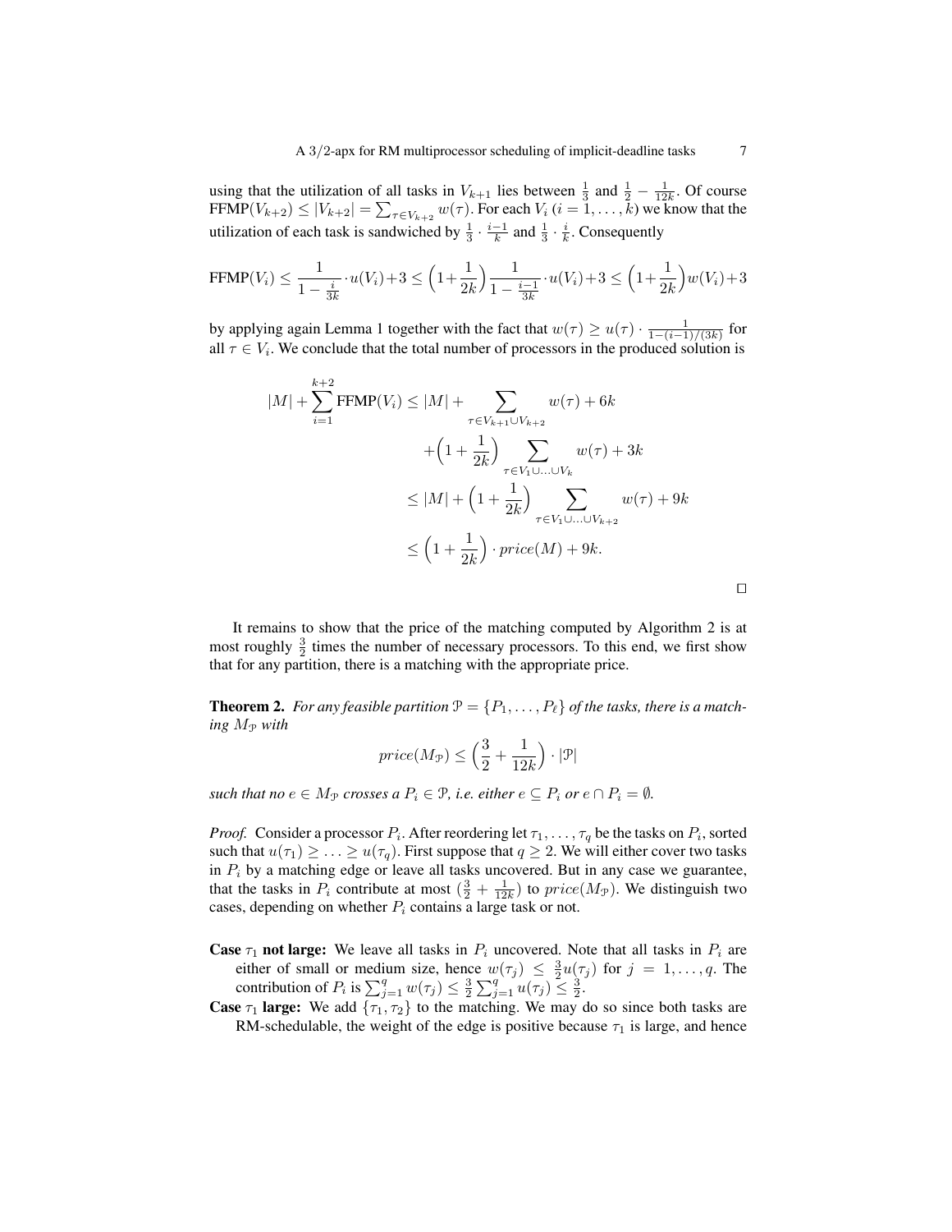using that the utilization of all tasks in $V_{k+1}$ lies between $\frac{1}{3}$ and $\frac{1}{2} - \frac{1}{12k}$. Of course $\text{FFMP}(V_{k+2}) \leq |V_{k+2}| = \sum_{\tau \in V_{k+2}} w(\tau)$. For each $V_i$ ($i = 1, \dots, k$) we know that the utilization of each task is sandwiched by $\frac{1}{3} \cdot \frac{i-1}{k}$ and $\frac{1}{3} \cdot \frac{i}{k}$. Consequently

$$\text{FFMP}(V_i) \leq \frac{1}{1 - \frac{i}{3k}} \cdot u(V_i) + 3 \leq \Big(1 + \frac{1}{2k}\Big) \frac{1}{1 - \frac{i-1}{3k}} \cdot u(V_i) + 3 \leq \Big(1 + \frac{1}{2k}\Big) w(V_i) + 3$$

by applying again Lemma 1 together with the fact that $w(\tau) \geq u(\tau) \cdot \frac{1}{1-(i-1)/(3k)}$ for all $\tau \in V_i$. We conclude that the total number of processors in the produced solution is

$$\begin{aligned}
|M| + \sum_{i=1}^{k+2} \text{FFMP}(V_i) &\leq |M| + \sum_{\tau \in V_{k+1} \cup V_{k+2}} w(\tau) + 6k \\
&\quad + \Big(1 + \frac{1}{2k}\Big) \sum_{\tau \in V_1 \cup \ldots \cup V_k} w(\tau) + 3k \\
&\leq |M| + \Big(1 + \frac{1}{2k}\Big) \sum_{\tau \in V_1 \cup \ldots \cup V_{k+2}} w(\tau) + 9k \\
&\leq \Big(1 + \frac{1}{2k}\Big) \cdot price(M) + 9k.
\end{aligned}$$

□

It remains to show that the price of the matching computed by Algorithm 2 is at most roughly $\frac{3}{2}$ times the number of necessary processors. To this end, we first show that for any partition, there is a matching with the appropriate price.

**Theorem 2.** *For any feasible partition $\mathcal{P} = \{P_1, \dots, P_\ell\}$ of the tasks, there is a matching $M_{\mathcal{P}}$ with*

$$price(M_{\mathcal{P}}) \leq \Big(\frac{3}{2} + \frac{1}{12k}\Big) \cdot |\mathcal{P}|$$

*such that no $e \in M_{\mathcal{P}}$ crosses a $P_i \in \mathcal{P}$, i.e. either $e \subseteq P_i$ or $e \cap P_i = \emptyset$.*

*Proof.* Consider a processor $P_i$. After reordering let $\tau_1, \dots, \tau_q$ be the tasks on $P_i$, sorted such that $u(\tau_1) \geq \ldots \geq u(\tau_q)$. First suppose that $q \geq 2$. We will either cover two tasks in $P_i$ by a matching edge or leave all tasks uncovered. But in any case we guarantee, that the tasks in $P_i$ contribute at most $(\frac{3}{2} + \frac{1}{12k})$ to $price(M_{\mathcal{P}})$. We distinguish two cases, depending on whether $P_i$ contains a large task or not.

- **Case $\tau_1$ not large:** We leave all tasks in $P_i$ uncovered. Note that all tasks in $P_i$ are either of small or medium size, hence $w(\tau_j) \leq \frac{3}{2} u(\tau_j)$ for $j = 1, \dots, q$. The contribution of $P_i$ is $\sum_{j=1}^{q} w(\tau_j) \leq \frac{3}{2} \sum_{j=1}^{q} u(\tau_j) \leq \frac{3}{2}$.
- **Case $\tau_1$ large:** We add $\{\tau_1, \tau_2\}$ to the matching. We may do so since both tasks are RM-schedulable, the weight of the edge is positive because $\tau_1$ is large, and hence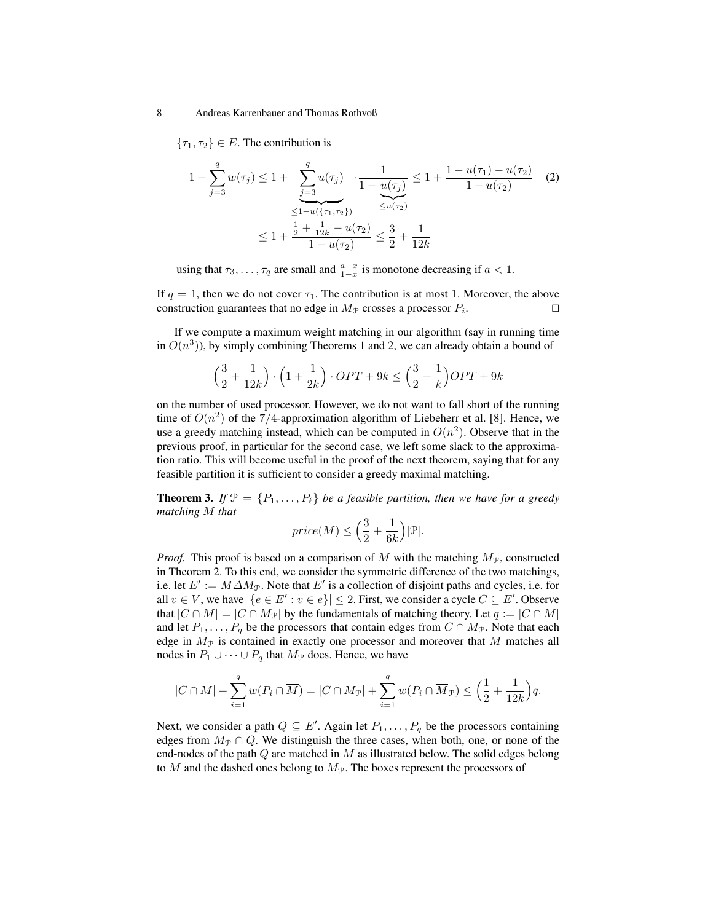$\{\tau_1, \tau_2\} \in E$. The contribution is

$$1 + \sum_{j=3}^{q} w(\tau_j) \leq 1 + \underbrace{\sum_{j=3}^{q} u(\tau_j)}_{\leq 1 - u(\{\tau_1,\tau_2\})} \cdot \frac{1}{1 - \underbrace{u(\tau_j)}_{\leq u(\tau_2)}} \leq 1 + \frac{1 - u(\tau_1) - u(\tau_2)}{1 - u(\tau_2)} \quad (2)$$

$$\leq 1 + \frac{\frac{1}{2} + \frac{1}{12k} - u(\tau_2)}{1 - u(\tau_2)} \leq \frac{3}{2} + \frac{1}{12k}$$

using that $\tau_3, \ldots, \tau_q$ are small and $\frac{a-x}{1-x}$ is monotone decreasing if $a < 1$.

If $q = 1$, then we do not cover $\tau_1$. The contribution is at most 1. Moreover, the above construction guarantees that no edge in $M_{\mathcal{P}}$ crosses a processor $P_i$. ☐

If we compute a maximum weight matching in our algorithm (say in running time in $O(n^3)$), by simply combining Theorems 1 and 2, we can already obtain a bound of

$$\Big(\frac{3}{2} + \frac{1}{12k}\Big) \cdot \Big(1 + \frac{1}{2k}\Big) \cdot OPT + 9k \leq \Big(\frac{3}{2} + \frac{1}{k}\Big) OPT + 9k$$

on the number of used processor. However, we do not want to fall short of the running time of $O(n^2)$ of the $7/4$-approximation algorithm of Liebeherr et al. [8]. Hence, we use a greedy matching instead, which can be computed in $O(n^2)$. Observe that in the previous proof, in particular for the second case, we left some slack to the approximation ratio. This will become useful in the proof of the next theorem, saying that for any feasible partition it is sufficient to consider a greedy maximal matching.

**Theorem 3.** *If $\mathcal{P} = \{P_1, \ldots, P_\ell\}$ be a feasible partition, then we have for a greedy matching $M$ that*

$$price(M) \leq \Big(\frac{3}{2} + \frac{1}{6k}\Big)|\mathcal{P}|.$$

*Proof.* This proof is based on a comparison of $M$ with the matching $M_{\mathcal{P}}$, constructed in Theorem 2. To this end, we consider the symmetric difference of the two matchings, i.e. let $E' := M \Delta M_{\mathcal{P}}$. Note that $E'$ is a collection of disjoint paths and cycles, i.e. for all $v \in V$, we have $|\{e \in E' : v \in e\}| \leq 2$. First, we consider a cycle $C \subseteq E'$. Observe that $|C \cap M| = |C \cap M_{\mathcal{P}}|$ by the fundamentals of matching theory. Let $q := |C \cap M|$ and let $P_1, \ldots, P_q$ be the processors that contain edges from $C \cap M_{\mathcal{P}}$. Note that each edge in $M_{\mathcal{P}}$ is contained in exactly one processor and moreover that $M$ matches all nodes in $P_1 \cup \cdots \cup P_q$ that $M_{\mathcal{P}}$ does. Hence, we have

$$|C \cap M| + \sum_{i=1}^{q} w(P_i \cap \overline{M}) = |C \cap M_{\mathcal{P}}| + \sum_{i=1}^{q} w(P_i \cap \overline{M}_{\mathcal{P}}) \leq \Big(\frac{1}{2} + \frac{1}{12k}\Big) q.$$

Next, we consider a path $Q \subseteq E'$. Again let $P_1, \ldots, P_q$ be the processors containing edges from $M_{\mathcal{P}} \cap Q$. We distinguish the three cases, when both, one, or none of the end-nodes of the path $Q$ are matched in $M$ as illustrated below. The solid edges belong to $M$ and the dashed ones belong to $M_{\mathcal{P}}$. The boxes represent the processors of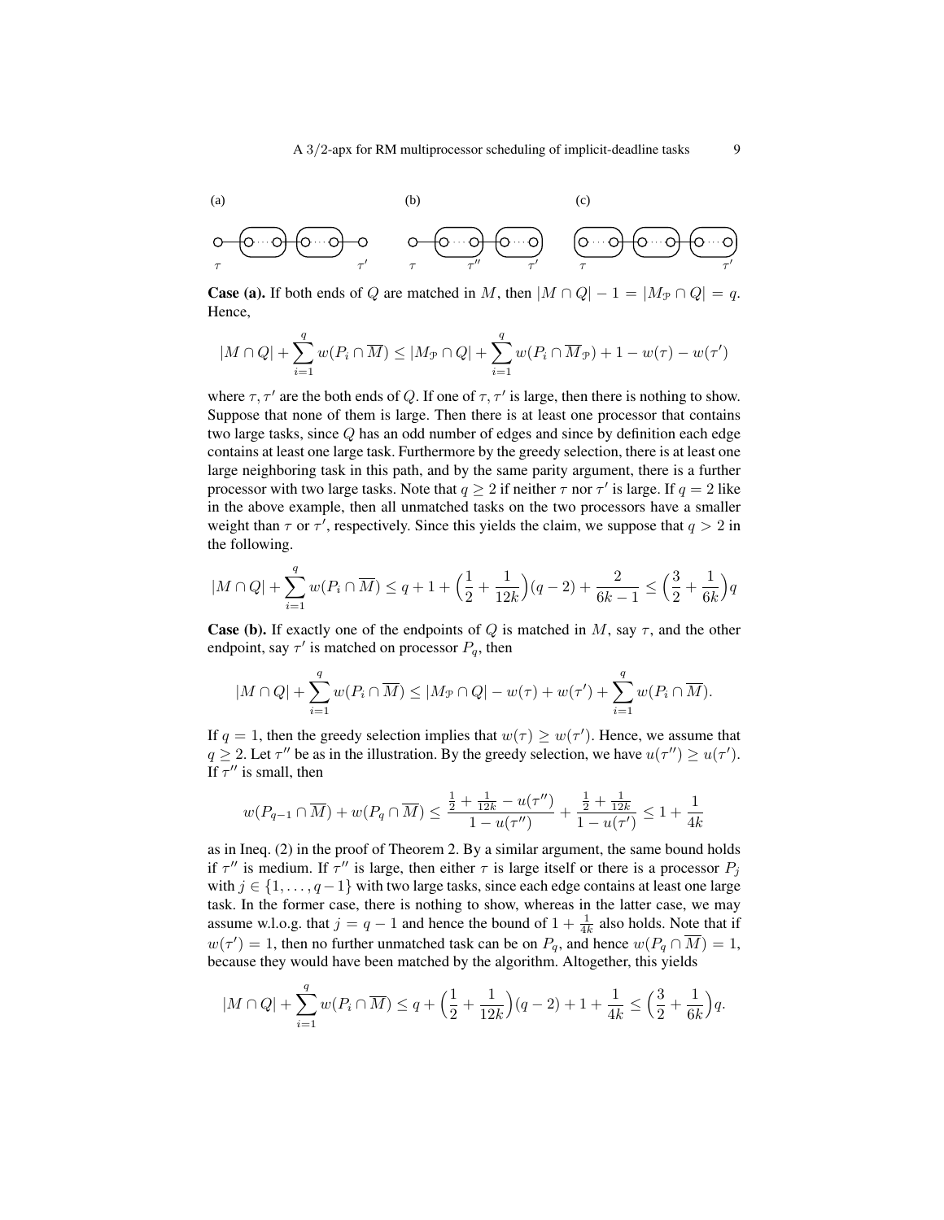(a) (b) (c)

$\tau$ $\tau'$ $\tau$ $\tau''$ $\tau'$ $\tau$ $\tau'$

**Case (a).** If both ends of $Q$ are matched in $M$, then $|M \cap Q| - 1 = |M_{\mathcal{P}} \cap Q| = q$. Hence,

$$|M \cap Q| + \sum_{i=1}^{q} w(P_i \cap \overline{M}) \leq |M_{\mathcal{P}} \cap Q| + \sum_{i=1}^{q} w(P_i \cap \overline{M}_{\mathcal{P}}) + 1 - w(\tau) - w(\tau')$$

where $\tau, \tau'$ are the both ends of $Q$. If one of $\tau, \tau'$ is large, then there is nothing to show. Suppose that none of them is large. Then there is at least one processor that contains two large tasks, since $Q$ has an odd number of edges and since by definition each edge contains at least one large task. Furthermore by the greedy selection, there is at least one large neighboring task in this path, and by the same parity argument, there is a further processor with two large tasks. Note that $q \geq 2$ if neither $\tau$ nor $\tau'$ is large. If $q = 2$ like in the above example, then all unmatched tasks on the two processors have a smaller weight than $\tau$ or $\tau'$, respectively. Since this yields the claim, we suppose that $q > 2$ in the following.

$$|M \cap Q| + \sum_{i=1}^{q} w(P_i \cap \overline{M}) \leq q + 1 + \Big(\frac{1}{2} + \frac{1}{12k}\Big)(q-2) + \frac{2}{6k-1} \leq \Big(\frac{3}{2} + \frac{1}{6k}\Big)q$$

**Case (b).** If exactly one of the endpoints of $Q$ is matched in $M$, say $\tau$, and the other endpoint, say $\tau'$ is matched on processor $P_q$, then

$$|M \cap Q| + \sum_{i=1}^{q} w(P_i \cap \overline{M}) \leq |M_{\mathcal{P}} \cap Q| - w(\tau) + w(\tau') + \sum_{i=1}^{q} w(P_i \cap \overline{M}).$$

If $q = 1$, then the greedy selection implies that $w(\tau) \geq w(\tau')$. Hence, we assume that $q \geq 2$. Let $\tau''$ be as in the illustration. By the greedy selection, we have $u(\tau'') \geq u(\tau')$. If $\tau''$ is small, then

$$w(P_{q-1} \cap \overline{M}) + w(P_q \cap \overline{M}) \leq \frac{\frac{1}{2} + \frac{1}{12k} - u(\tau'')}{1 - u(\tau'')} + \frac{\frac{1}{2} + \frac{1}{12k}}{1 - u(\tau')} \leq 1 + \frac{1}{4k}$$

as in Ineq. (2) in the proof of Theorem 2. By a similar argument, the same bound holds if $\tau''$ is medium. If $\tau''$ is large, then either $\tau$ is large itself or there is a processor $P_j$ with $j \in \{1, \ldots, q-1\}$ with two large tasks, since each edge contains at least one large task. In the former case, there is nothing to show, whereas in the latter case, we may assume w.l.o.g. that $j = q - 1$ and hence the bound of $1 + \frac{1}{4k}$ also holds. Note that if $w(\tau') = 1$, then no further unmatched task can be on $P_q$, and hence $w(P_q \cap \overline{M}) = 1$, because they would have been matched by the algorithm. Altogether, this yields

$$|M \cap Q| + \sum_{i=1}^{q} w(P_i \cap \overline{M}) \leq q + \Big(\frac{1}{2} + \frac{1}{12k}\Big)(q-2) + 1 + \frac{1}{4k} \leq \Big(\frac{3}{2} + \frac{1}{6k}\Big)q.$$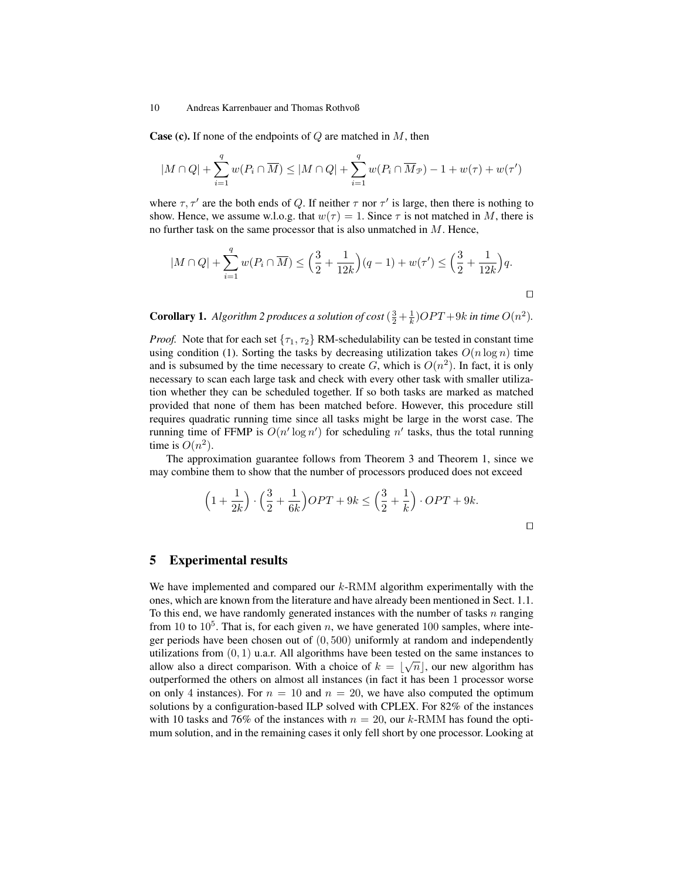**Case (c).** If none of the endpoints of $Q$ are matched in $M$, then

$$|M \cap Q| + \sum_{i=1}^{q} w(P_i \cap \overline{M}) \leq |M \cap Q| + \sum_{i=1}^{q} w(P_i \cap \overline{M}_{\mathcal{P}}) - 1 + w(\tau) + w(\tau')$$

where $\tau, \tau'$ are the both ends of $Q$. If neither $\tau$ nor $\tau'$ is large, then there is nothing to show. Hence, we assume w.l.o.g. that $w(\tau) = 1$. Since $\tau$ is not matched in $M$, there is no further task on the same processor that is also unmatched in $M$. Hence,

$$|M \cap Q| + \sum_{i=1}^{q} w(P_i \cap \overline{M}) \leq \Big(\frac{3}{2} + \frac{1}{12k}\Big)(q-1) + w(\tau') \leq \Big(\frac{3}{2} + \frac{1}{12k}\Big)q.$$

□

**Corollary 1.** *Algorithm 2 produces a solution of cost* $(\frac{3}{2} + \frac{1}{k})OPT + 9k$ *in time* $O(n^2)$.

*Proof.* Note that for each set $\{\tau_1, \tau_2\}$ RM-schedulability can be tested in constant time using condition (1). Sorting the tasks by decreasing utilization takes $O(n \log n)$ time and is subsumed by the time necessary to create $G$, which is $O(n^2)$. In fact, it is only necessary to scan each large task and check with every other task with smaller utilization whether they can be scheduled together. If so both tasks are marked as matched provided that none of them has been matched before. However, this procedure still requires quadratic running time since all tasks might be large in the worst case. The running time of FFMP is $O(n' \log n')$ for scheduling $n'$ tasks, thus the total running time is $O(n^2)$.

The approximation guarantee follows from Theorem 3 and Theorem 1, since we may combine them to show that the number of processors produced does not exceed

$$\Big(1 + \frac{1}{2k}\Big) \cdot \Big(\frac{3}{2} + \frac{1}{6k}\Big)OPT + 9k \leq \Big(\frac{3}{2} + \frac{1}{k}\Big) \cdot OPT + 9k.$$

□

## 5 Experimental results

We have implemented and compared our $k$-RMM algorithm experimentally with the ones, which are known from the literature and have already been mentioned in Sect. 1.1. To this end, we have randomly generated instances with the number of tasks $n$ ranging from 10 to $10^5$. That is, for each given $n$, we have generated 100 samples, where integer periods have been chosen out of $(0, 500)$ uniformly at random and independently utilizations from $(0, 1)$ u.a.r. All algorithms have been tested on the same instances to allow also a direct comparison. With a choice of $k = \lfloor \sqrt{n} \rfloor$, our new algorithm has outperformed the others on almost all instances (in fact it has been 1 processor worse on only 4 instances). For $n = 10$ and $n = 20$, we have also computed the optimum solutions by a configuration-based ILP solved with CPLEX. For 82% of the instances with 10 tasks and 76% of the instances with $n = 20$, our $k$-RMM has found the optimum solution, and in the remaining cases it only fell short by one processor. Looking at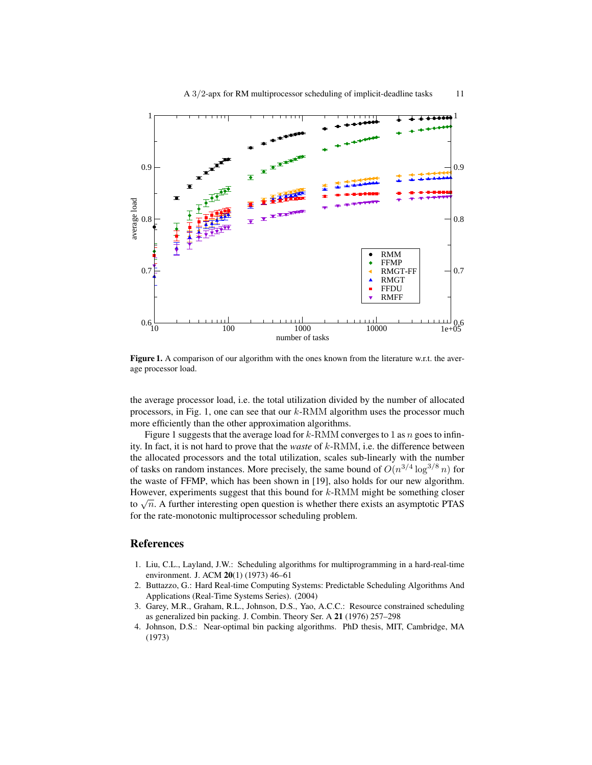**Figure 1.** A comparison of our algorithm with the ones known from the literature w.r.t. the average processor load.

the average processor load, i.e. the total utilization divided by the number of allocated processors, in Fig. 1, one can see that our $k$-RMM algorithm uses the processor much more efficiently than the other approximation algorithms.

Figure 1 suggests that the average load for $k$-RMM converges to 1 as $n$ goes to infinity. In fact, it is not hard to prove that the *waste* of $k$-RMM, i.e. the difference between the allocated processors and the total utilization, scales sub-linearly with the number of tasks on random instances. More precisely, the same bound of $O(n^{3/4} \log^{3/8} n)$ for the waste of FFMP, which has been shown in [19], also holds for our new algorithm. However, experiments suggest that this bound for $k$-RMM might be something closer to $\sqrt{n}$. A further interesting open question is whether there exists an asymptotic PTAS for the rate-monotonic multiprocessor scheduling problem.

## References

1. Liu, C.L., Layland, J.W.: Scheduling algorithms for multiprogramming in a hard-real-time environment. J. ACM **20**(1) (1973) 46–61
2. Buttazzo, G.: Hard Real-time Computing Systems: Predictable Scheduling Algorithms And Applications (Real-Time Systems Series). (2004)
3. Garey, M.R., Graham, R.L., Johnson, D.S., Yao, A.C.C.: Resource constrained scheduling as generalized bin packing. J. Combin. Theory Ser. A **21** (1976) 257–298
4. Johnson, D.S.: Near-optimal bin packing algorithms. PhD thesis, MIT, Cambridge, MA (1973)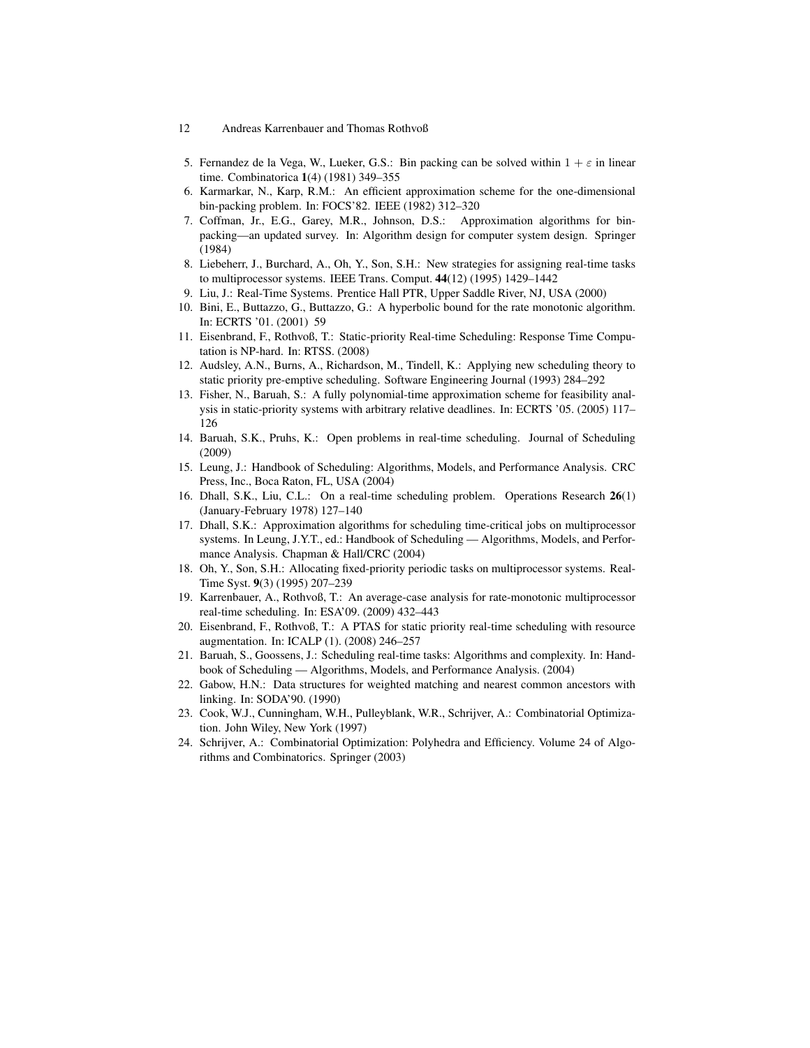5. Fernandez de la Vega, W., Lueker, G.S.: Bin packing can be solved within $1 + \varepsilon$ in linear time. Combinatorica **1**(4) (1981) 349–355
6. Karmarkar, N., Karp, R.M.: An efficient approximation scheme for the one-dimensional bin-packing problem. In: FOCS'82. IEEE (1982) 312–320
7. Coffman, Jr., E.G., Garey, M.R., Johnson, D.S.: Approximation algorithms for bin-packing—an updated survey. In: Algorithm design for computer system design. Springer (1984)
8. Liebeherr, J., Burchard, A., Oh, Y., Son, S.H.: New strategies for assigning real-time tasks to multiprocessor systems. IEEE Trans. Comput. **44**(12) (1995) 1429–1442
9. Liu, J.: Real-Time Systems. Prentice Hall PTR, Upper Saddle River, NJ, USA (2000)
10. Bini, E., Buttazzo, G., Buttazzo, G.: A hyperbolic bound for the rate monotonic algorithm. In: ECRTS '01. (2001) 59
11. Eisenbrand, F., Rothvoß, T.: Static-priority Real-time Scheduling: Response Time Computation is NP-hard. In: RTSS. (2008)
12. Audsley, A.N., Burns, A., Richardson, M., Tindell, K.: Applying new scheduling theory to static priority pre-emptive scheduling. Software Engineering Journal (1993) 284–292
13. Fisher, N., Baruah, S.: A fully polynomial-time approximation scheme for feasibility analysis in static-priority systems with arbitrary relative deadlines. In: ECRTS '05. (2005) 117–126
14. Baruah, S.K., Pruhs, K.: Open problems in real-time scheduling. Journal of Scheduling (2009)
15. Leung, J.: Handbook of Scheduling: Algorithms, Models, and Performance Analysis. CRC Press, Inc., Boca Raton, FL, USA (2004)
16. Dhall, S.K., Liu, C.L.: On a real-time scheduling problem. Operations Research **26**(1) (January-February 1978) 127–140
17. Dhall, S.K.: Approximation algorithms for scheduling time-critical jobs on multiprocessor systems. In Leung, J.Y.T., ed.: Handbook of Scheduling — Algorithms, Models, and Performance Analysis. Chapman & Hall/CRC (2004)
18. Oh, Y., Son, S.H.: Allocating fixed-priority periodic tasks on multiprocessor systems. Real-Time Syst. **9**(3) (1995) 207–239
19. Karrenbauer, A., Rothvoß, T.: An average-case analysis for rate-monotonic multiprocessor real-time scheduling. In: ESA'09. (2009) 432–443
20. Eisenbrand, F., Rothvoß, T.: A PTAS for static priority real-time scheduling with resource augmentation. In: ICALP (1). (2008) 246–257
21. Baruah, S., Goossens, J.: Scheduling real-time tasks: Algorithms and complexity. In: Handbook of Scheduling — Algorithms, Models, and Performance Analysis. (2004)
22. Gabow, H.N.: Data structures for weighted matching and nearest common ancestors with linking. In: SODA'90. (1990)
23. Cook, W.J., Cunningham, W.H., Pulleyblank, W.R., Schrijver, A.: Combinatorial Optimization. John Wiley, New York (1997)
24. Schrijver, A.: Combinatorial Optimization: Polyhedra and Efficiency. Volume 24 of Algorithms and Combinatorics. Springer (2003)